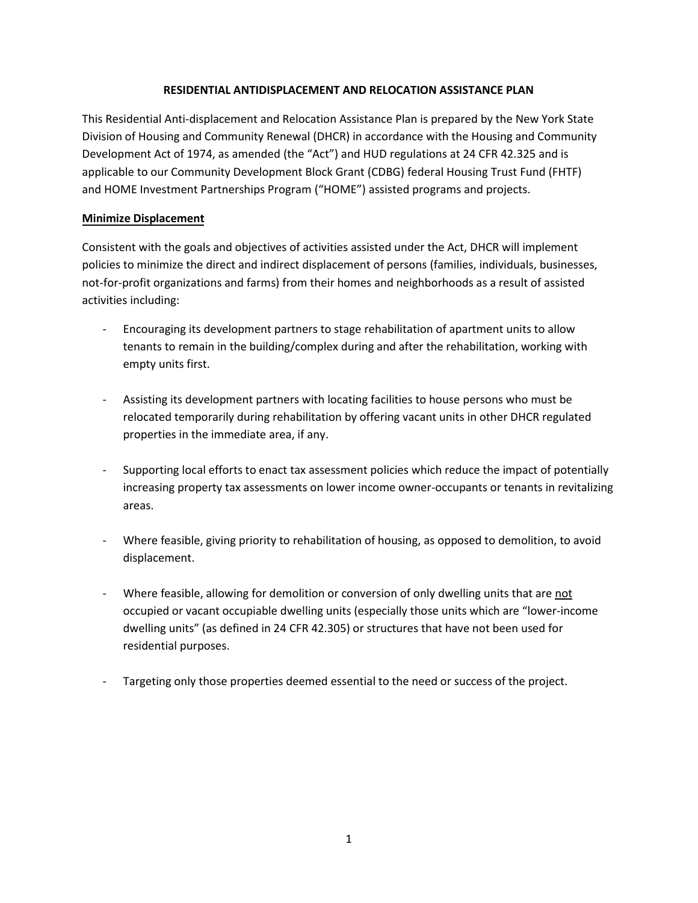# RESIDENTIAL ANTIDISPLACEMENT AND RELOCATION ASSISTANCE PLAN

This Residential Anti-displacement and Relocation Assistance Plan is prepared by the New York State Division of Housing and Community Renewal (DHCR) in accordance with the Housing and Community Development Act of 1974, as amended (the "Act") and HUD regulations at 24 CFR 42.325 and is applicable to our Community Development Block Grant (CDBG) federal Housing Trust Fund (FHTF) and HOME Investment Partnerships Program ("HOME") assisted programs and projects.

## Minimize Displacement

Consistent with the goals and objectives of activities assisted under the Act, DHCR will implement policies to minimize the direct and indirect displacement of persons (families, individuals, businesses, not-for-profit organizations and farms) from their homes and neighborhoods as a result of assisted activities including:

- Encouraging its development partners to stage rehabilitation of apartment units to allow tenants to remain in the building/complex during and after the rehabilitation, working with empty units first.

- Assisting its development partners with locating facilities to house persons who must be relocated temporarily during rehabilitation by offering vacant units in other DHCR regulated properties in the immediate area, if any.

- Supporting local efforts to enact tax assessment policies which reduce the impact of potentially increasing property tax assessments on lower income owner-occupants or tenants in revitalizing areas.

- Where feasible, giving priority to rehabilitation of housing, as opposed to demolition, to avoid displacement.

- Where feasible, allowing for demolition or conversion of only dwelling units that are <u>not</u> occupied or vacant occupiable dwelling units (especially those units which are "lower-income dwelling units" (as defined in 24 CFR 42.305) or structures that have not been used for residential purposes.

- Targeting only those properties deemed essential to the need or success of the project.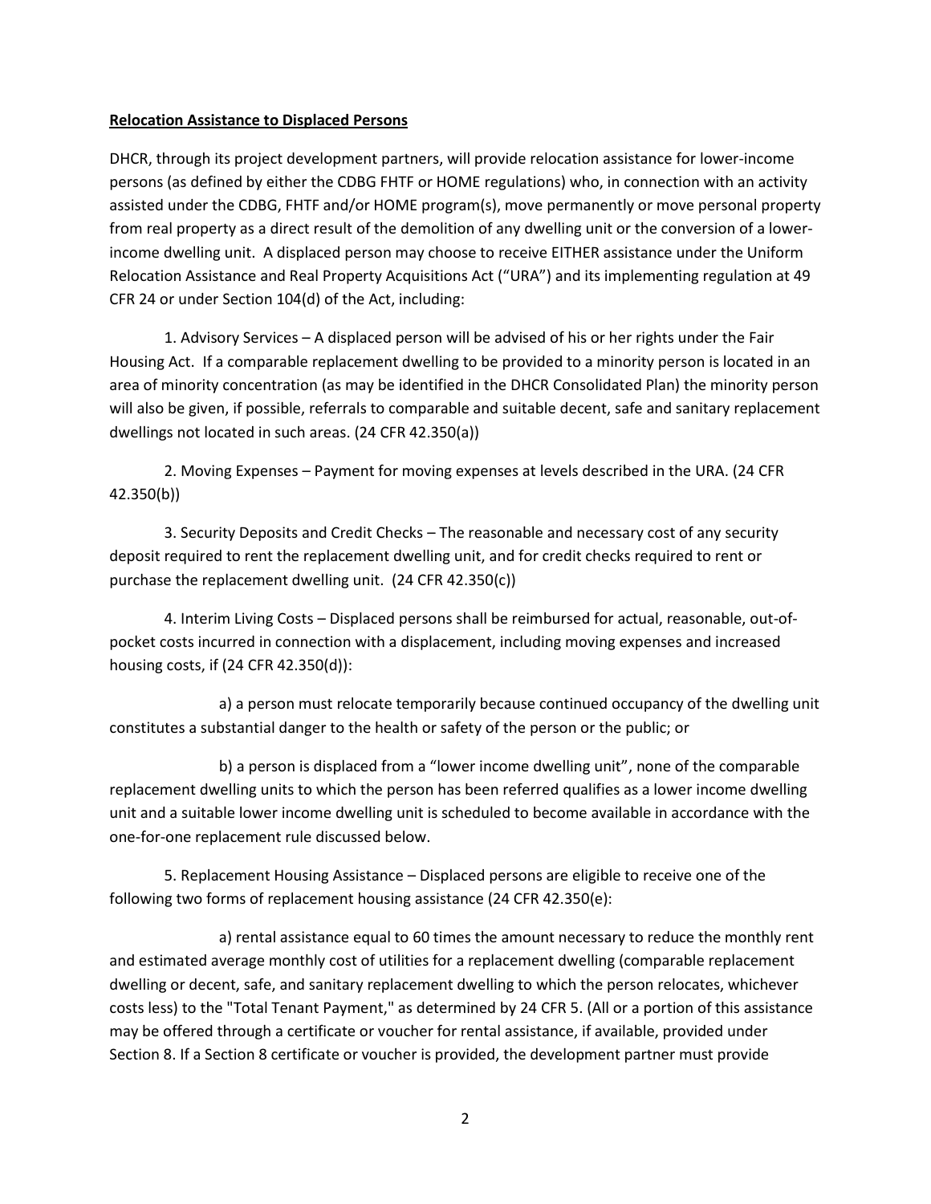**Relocation Assistance to Displaced Persons**

DHCR, through its project development partners, will provide relocation assistance for lower-income persons (as defined by either the CDBG FHTF or HOME regulations) who, in connection with an activity assisted under the CDBG, FHTF and/or HOME program(s), move permanently or move personal property from real property as a direct result of the demolition of any dwelling unit or the conversion of a lower-income dwelling unit. A displaced person may choose to receive EITHER assistance under the Uniform Relocation Assistance and Real Property Acquisitions Act ("URA") and its implementing regulation at 49 CFR 24 or under Section 104(d) of the Act, including:

1. Advisory Services – A displaced person will be advised of his or her rights under the Fair Housing Act. If a comparable replacement dwelling to be provided to a minority person is located in an area of minority concentration (as may be identified in the DHCR Consolidated Plan) the minority person will also be given, if possible, referrals to comparable and suitable decent, safe and sanitary replacement dwellings not located in such areas. (24 CFR 42.350(a))

2. Moving Expenses – Payment for moving expenses at levels described in the URA. (24 CFR 42.350(b))

3. Security Deposits and Credit Checks – The reasonable and necessary cost of any security deposit required to rent the replacement dwelling unit, and for credit checks required to rent or purchase the replacement dwelling unit. (24 CFR 42.350(c))

4. Interim Living Costs – Displaced persons shall be reimbursed for actual, reasonable, out-of-pocket costs incurred in connection with a displacement, including moving expenses and increased housing costs, if (24 CFR 42.350(d)):

   a) a person must relocate temporarily because continued occupancy of the dwelling unit constitutes a substantial danger to the health or safety of the person or the public; or

   b) a person is displaced from a "lower income dwelling unit", none of the comparable replacement dwelling units to which the person has been referred qualifies as a lower income dwelling unit and a suitable lower income dwelling unit is scheduled to become available in accordance with the one-for-one replacement rule discussed below.

5. Replacement Housing Assistance – Displaced persons are eligible to receive one of the following two forms of replacement housing assistance (24 CFR 42.350(e):

   a) rental assistance equal to 60 times the amount necessary to reduce the monthly rent and estimated average monthly cost of utilities for a replacement dwelling (comparable replacement dwelling or decent, safe, and sanitary replacement dwelling to which the person relocates, whichever costs less) to the "Total Tenant Payment," as determined by 24 CFR 5. (All or a portion of this assistance may be offered through a certificate or voucher for rental assistance, if available, provided under Section 8. If a Section 8 certificate or voucher is provided, the development partner must provide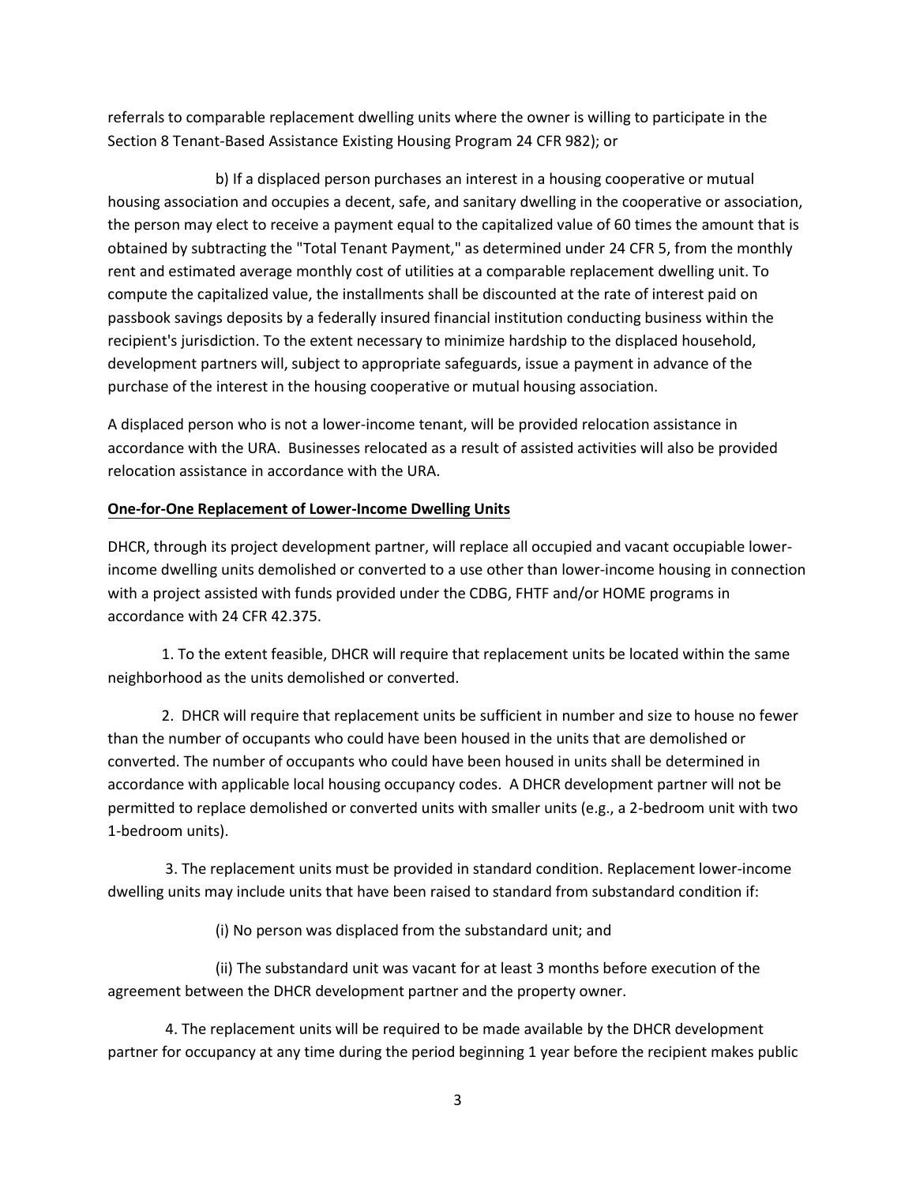referrals to comparable replacement dwelling units where the owner is willing to participate in the Section 8 Tenant-Based Assistance Existing Housing Program 24 CFR 982); or

b) If a displaced person purchases an interest in a housing cooperative or mutual housing association and occupies a decent, safe, and sanitary dwelling in the cooperative or association, the person may elect to receive a payment equal to the capitalized value of 60 times the amount that is obtained by subtracting the "Total Tenant Payment," as determined under 24 CFR 5, from the monthly rent and estimated average monthly cost of utilities at a comparable replacement dwelling unit. To compute the capitalized value, the installments shall be discounted at the rate of interest paid on passbook savings deposits by a federally insured financial institution conducting business within the recipient's jurisdiction. To the extent necessary to minimize hardship to the displaced household, development partners will, subject to appropriate safeguards, issue a payment in advance of the purchase of the interest in the housing cooperative or mutual housing association.

A displaced person who is not a lower-income tenant, will be provided relocation assistance in accordance with the URA. Businesses relocated as a result of assisted activities will also be provided relocation assistance in accordance with the URA.

**One-for-One Replacement of Lower-Income Dwelling Units**

DHCR, through its project development partner, will replace all occupied and vacant occupiable lower-income dwelling units demolished or converted to a use other than lower-income housing in connection with a project assisted with funds provided under the CDBG, FHTF and/or HOME programs in accordance with 24 CFR 42.375.

1. To the extent feasible, DHCR will require that replacement units be located within the same neighborhood as the units demolished or converted.

2. DHCR will require that replacement units be sufficient in number and size to house no fewer than the number of occupants who could have been housed in the units that are demolished or converted. The number of occupants who could have been housed in units shall be determined in accordance with applicable local housing occupancy codes. A DHCR development partner will not be permitted to replace demolished or converted units with smaller units (e.g., a 2-bedroom unit with two 1-bedroom units).

3. The replacement units must be provided in standard condition. Replacement lower-income dwelling units may include units that have been raised to standard from substandard condition if:

(i) No person was displaced from the substandard unit; and

(ii) The substandard unit was vacant for at least 3 months before execution of the agreement between the DHCR development partner and the property owner.

4. The replacement units will be required to be made available by the DHCR development partner for occupancy at any time during the period beginning 1 year before the recipient makes public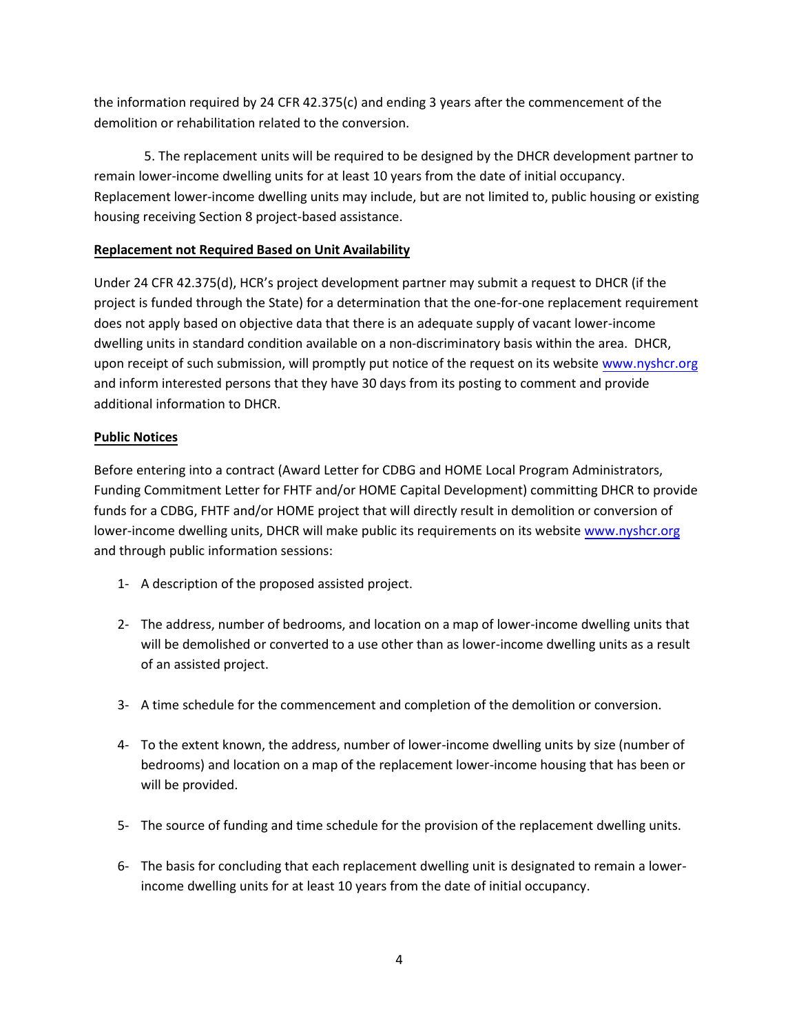the information required by 24 CFR 42.375(c) and ending 3 years after the commencement of the demolition or rehabilitation related to the conversion.

5. The replacement units will be required to be designed by the DHCR development partner to remain lower-income dwelling units for at least 10 years from the date of initial occupancy. Replacement lower-income dwelling units may include, but are not limited to, public housing or existing housing receiving Section 8 project-based assistance.

**Replacement not Required Based on Unit Availability**

Under 24 CFR 42.375(d), HCR's project development partner may submit a request to DHCR (if the project is funded through the State) for a determination that the one-for-one replacement requirement does not apply based on objective data that there is an adequate supply of vacant lower-income dwelling units in standard condition available on a non-discriminatory basis within the area. DHCR, upon receipt of such submission, will promptly put notice of the request on its website www.nyshcr.org and inform interested persons that they have 30 days from its posting to comment and provide additional information to DHCR.

**Public Notices**

Before entering into a contract (Award Letter for CDBG and HOME Local Program Administrators, Funding Commitment Letter for FHTF and/or HOME Capital Development) committing DHCR to provide funds for a CDBG, FHTF and/or HOME project that will directly result in demolition or conversion of lower-income dwelling units, DHCR will make public its requirements on its website www.nyshcr.org and through public information sessions:

1- A description of the proposed assisted project.

2- The address, number of bedrooms, and location on a map of lower-income dwelling units that will be demolished or converted to a use other than as lower-income dwelling units as a result of an assisted project.

3- A time schedule for the commencement and completion of the demolition or conversion.

4- To the extent known, the address, number of lower-income dwelling units by size (number of bedrooms) and location on a map of the replacement lower-income housing that has been or will be provided.

5- The source of funding and time schedule for the provision of the replacement dwelling units.

6- The basis for concluding that each replacement dwelling unit is designated to remain a lower-income dwelling units for at least 10 years from the date of initial occupancy.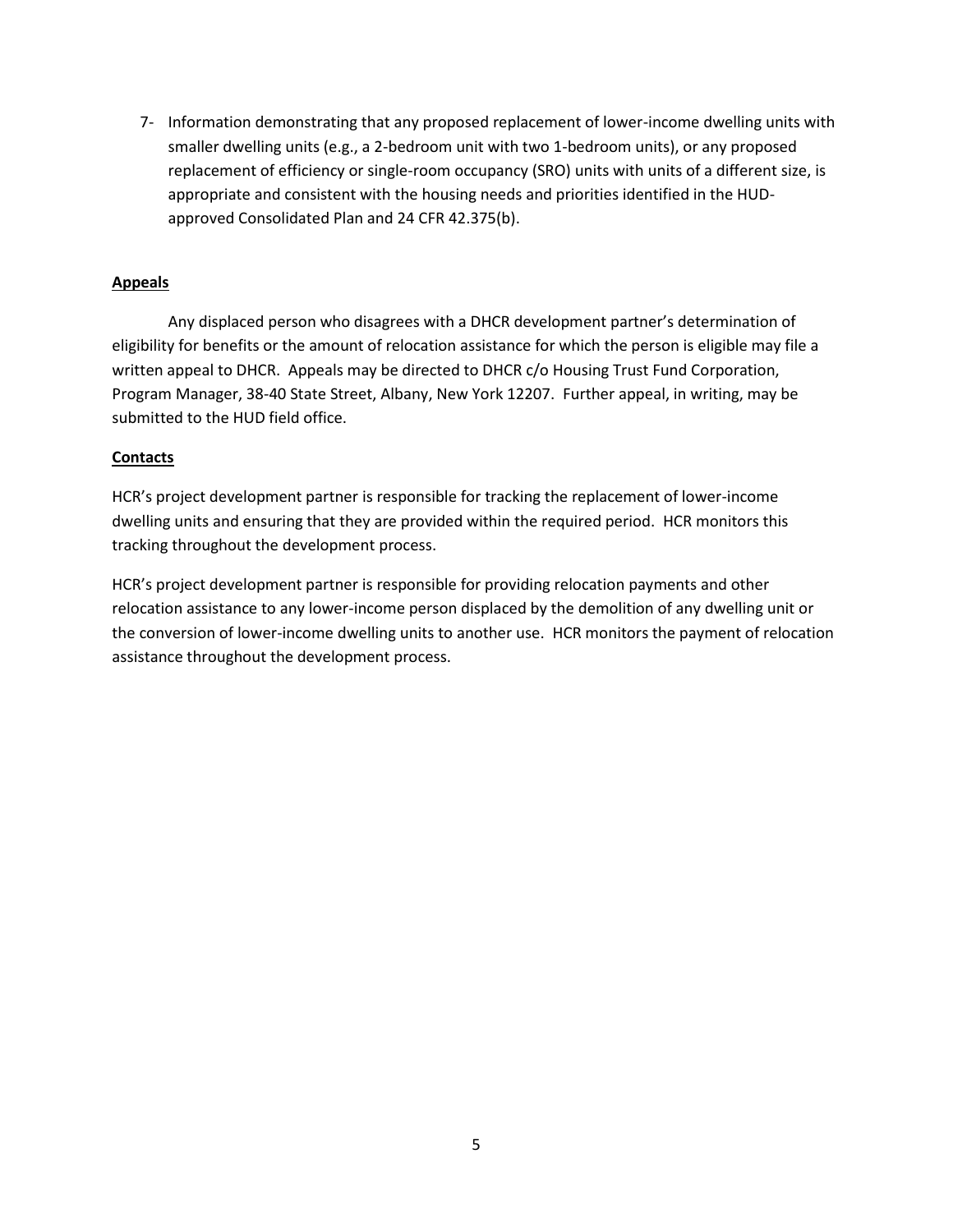7- Information demonstrating that any proposed replacement of lower-income dwelling units with smaller dwelling units (e.g., a 2-bedroom unit with two 1-bedroom units), or any proposed replacement of efficiency or single-room occupancy (SRO) units with units of a different size, is appropriate and consistent with the housing needs and priorities identified in the HUD-approved Consolidated Plan and 24 CFR 42.375(b).

## Appeals

Any displaced person who disagrees with a DHCR development partner's determination of eligibility for benefits or the amount of relocation assistance for which the person is eligible may file a written appeal to DHCR. Appeals may be directed to DHCR c/o Housing Trust Fund Corporation, Program Manager, 38-40 State Street, Albany, New York 12207. Further appeal, in writing, may be submitted to the HUD field office.

## Contacts

HCR's project development partner is responsible for tracking the replacement of lower-income dwelling units and ensuring that they are provided within the required period. HCR monitors this tracking throughout the development process.

HCR's project development partner is responsible for providing relocation payments and other relocation assistance to any lower-income person displaced by the demolition of any dwelling unit or the conversion of lower-income dwelling units to another use. HCR monitors the payment of relocation assistance throughout the development process.